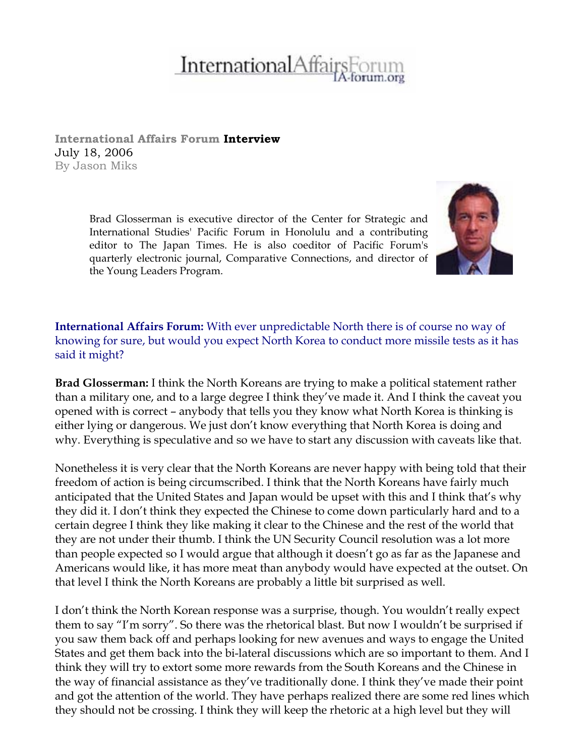InternationalAffairsForum
IA-forum.org

**International Affairs Forum Interview**
July 18, 2006
By Jason Miks

Brad Glosserman is executive director of the Center for Strategic and International Studies' Pacific Forum in Honolulu and a contributing editor to The Japan Times. He is also coeditor of Pacific Forum's quarterly electronic journal, Comparative Connections, and director of the Young Leaders Program.

**International Affairs Forum:** With ever unpredictable North there is of course no way of knowing for sure, but would you expect North Korea to conduct more missile tests as it has said it might?

**Brad Glosserman:** I think the North Koreans are trying to make a political statement rather than a military one, and to a large degree I think they've made it. And I think the caveat you opened with is correct – anybody that tells you they know what North Korea is thinking is either lying or dangerous. We just don't know everything that North Korea is doing and why. Everything is speculative and so we have to start any discussion with caveats like that.

Nonetheless it is very clear that the North Koreans are never happy with being told that their freedom of action is being circumscribed. I think that the North Koreans have fairly much anticipated that the United States and Japan would be upset with this and I think that's why they did it. I don't think they expected the Chinese to come down particularly hard and to a certain degree I think they like making it clear to the Chinese and the rest of the world that they are not under their thumb. I think the UN Security Council resolution was a lot more than people expected so I would argue that although it doesn't go as far as the Japanese and Americans would like, it has more meat than anybody would have expected at the outset. On that level I think the North Koreans are probably a little bit surprised as well.

I don't think the North Korean response was a surprise, though. You wouldn't really expect them to say "I'm sorry". So there was the rhetorical blast. But now I wouldn't be surprised if you saw them back off and perhaps looking for new avenues and ways to engage the United States and get them back into the bi-lateral discussions which are so important to them. And I think they will try to extort some more rewards from the South Koreans and the Chinese in the way of financial assistance as they've traditionally done. I think they've made their point and got the attention of the world. They have perhaps realized there are some red lines which they should not be crossing. I think they will keep the rhetoric at a high level but they will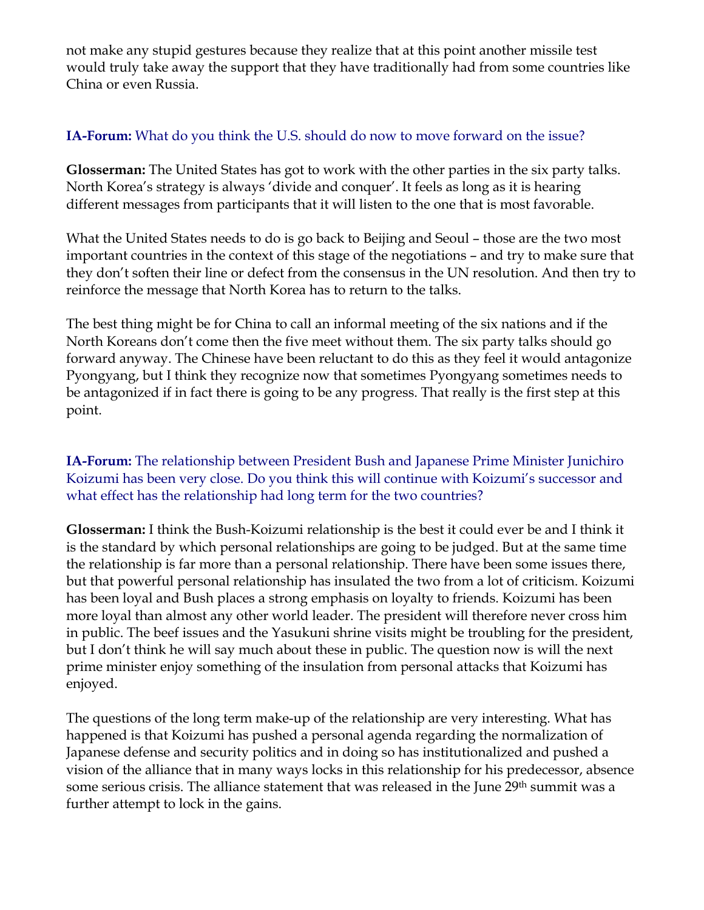not make any stupid gestures because they realize that at this point another missile test would truly take away the support that they have traditionally had from some countries like China or even Russia.

**IA-Forum:** What do you think the U.S. should do now to move forward on the issue?

**Glosserman:** The United States has got to work with the other parties in the six party talks. North Korea's strategy is always 'divide and conquer'. It feels as long as it is hearing different messages from participants that it will listen to the one that is most favorable.

What the United States needs to do is go back to Beijing and Seoul – those are the two most important countries in the context of this stage of the negotiations – and try to make sure that they don't soften their line or defect from the consensus in the UN resolution. And then try to reinforce the message that North Korea has to return to the talks.

The best thing might be for China to call an informal meeting of the six nations and if the North Koreans don't come then the five meet without them. The six party talks should go forward anyway. The Chinese have been reluctant to do this as they feel it would antagonize Pyongyang, but I think they recognize now that sometimes Pyongyang sometimes needs to be antagonized if in fact there is going to be any progress. That really is the first step at this point.

**IA-Forum:** The relationship between President Bush and Japanese Prime Minister Junichiro Koizumi has been very close. Do you think this will continue with Koizumi's successor and what effect has the relationship had long term for the two countries?

**Glosserman:** I think the Bush-Koizumi relationship is the best it could ever be and I think it is the standard by which personal relationships are going to be judged. But at the same time the relationship is far more than a personal relationship. There have been some issues there, but that powerful personal relationship has insulated the two from a lot of criticism. Koizumi has been loyal and Bush places a strong emphasis on loyalty to friends. Koizumi has been more loyal than almost any other world leader. The president will therefore never cross him in public. The beef issues and the Yasukuni shrine visits might be troubling for the president, but I don't think he will say much about these in public. The question now is will the next prime minister enjoy something of the insulation from personal attacks that Koizumi has enjoyed.

The questions of the long term make-up of the relationship are very interesting. What has happened is that Koizumi has pushed a personal agenda regarding the normalization of Japanese defense and security politics and in doing so has institutionalized and pushed a vision of the alliance that in many ways locks in this relationship for his predecessor, absence some serious crisis. The alliance statement that was released in the June 29th summit was a further attempt to lock in the gains.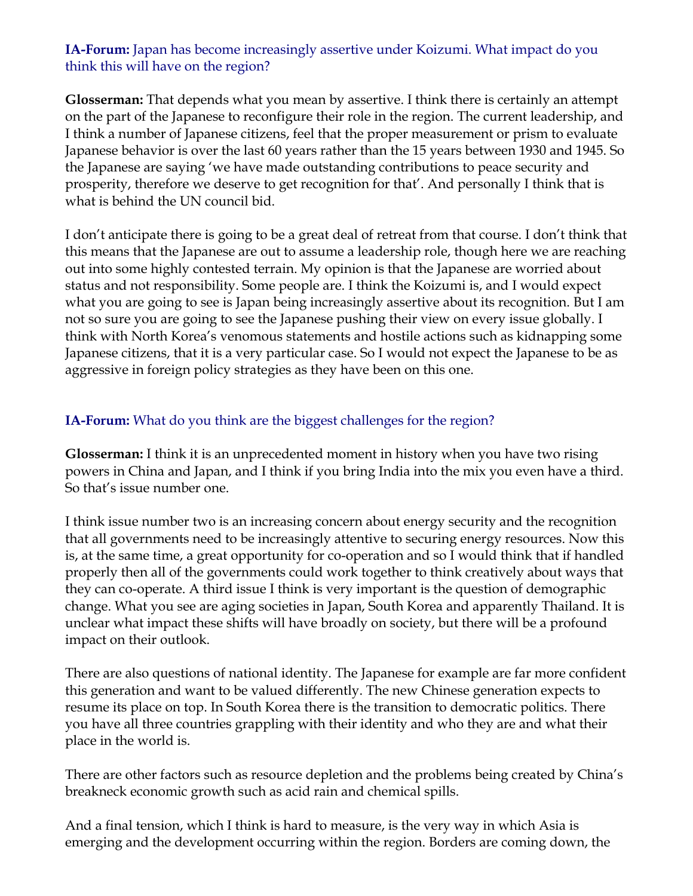**IA-Forum:** Japan has become increasingly assertive under Koizumi. What impact do you think this will have on the region?

**Glosserman:** That depends what you mean by assertive. I think there is certainly an attempt on the part of the Japanese to reconfigure their role in the region. The current leadership, and I think a number of Japanese citizens, feel that the proper measurement or prism to evaluate Japanese behavior is over the last 60 years rather than the 15 years between 1930 and 1945. So the Japanese are saying 'we have made outstanding contributions to peace security and prosperity, therefore we deserve to get recognition for that'. And personally I think that is what is behind the UN council bid.

I don't anticipate there is going to be a great deal of retreat from that course. I don't think that this means that the Japanese are out to assume a leadership role, though here we are reaching out into some highly contested terrain. My opinion is that the Japanese are worried about status and not responsibility. Some people are. I think the Koizumi is, and I would expect what you are going to see is Japan being increasingly assertive about its recognition. But I am not so sure you are going to see the Japanese pushing their view on every issue globally. I think with North Korea's venomous statements and hostile actions such as kidnapping some Japanese citizens, that it is a very particular case. So I would not expect the Japanese to be as aggressive in foreign policy strategies as they have been on this one.

**IA-Forum:** What do you think are the biggest challenges for the region?

**Glosserman:** I think it is an unprecedented moment in history when you have two rising powers in China and Japan, and I think if you bring India into the mix you even have a third. So that's issue number one.

I think issue number two is an increasing concern about energy security and the recognition that all governments need to be increasingly attentive to securing energy resources. Now this is, at the same time, a great opportunity for co-operation and so I would think that if handled properly then all of the governments could work together to think creatively about ways that they can co-operate. A third issue I think is very important is the question of demographic change. What you see are aging societies in Japan, South Korea and apparently Thailand. It is unclear what impact these shifts will have broadly on society, but there will be a profound impact on their outlook.

There are also questions of national identity. The Japanese for example are far more confident this generation and want to be valued differently. The new Chinese generation expects to resume its place on top. In South Korea there is the transition to democratic politics. There you have all three countries grappling with their identity and who they are and what their place in the world is.

There are other factors such as resource depletion and the problems being created by China's breakneck economic growth such as acid rain and chemical spills.

And a final tension, which I think is hard to measure, is the very way in which Asia is emerging and the development occurring within the region. Borders are coming down, the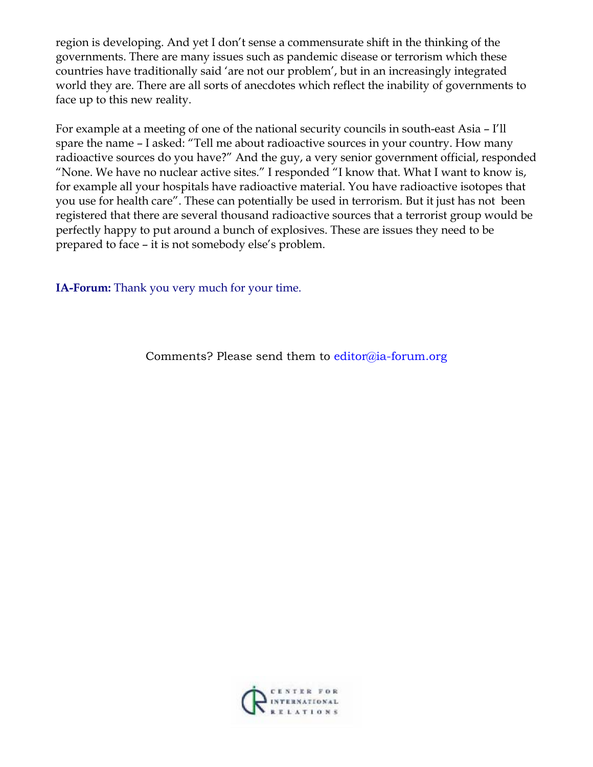region is developing. And yet I don't sense a commensurate shift in the thinking of the governments. There are many issues such as pandemic disease or terrorism which these countries have traditionally said 'are not our problem', but in an increasingly integrated world they are. There are all sorts of anecdotes which reflect the inability of governments to face up to this new reality.

For example at a meeting of one of the national security councils in south-east Asia – I'll spare the name – I asked: "Tell me about radioactive sources in your country. How many radioactive sources do you have?" And the guy, a very senior government official, responded "None. We have no nuclear active sites." I responded "I know that. What I want to know is, for example all your hospitals have radioactive material. You have radioactive isotopes that you use for health care". These can potentially be used in terrorism. But it just has not been registered that there are several thousand radioactive sources that a terrorist group would be perfectly happy to put around a bunch of explosives. These are issues they need to be prepared to face – it is not somebody else's problem.

**IA-Forum:** Thank you very much for your time.

Comments? Please send them to editor@ia-forum.org

CENTER FOR INTERNATIONAL RELATIONS